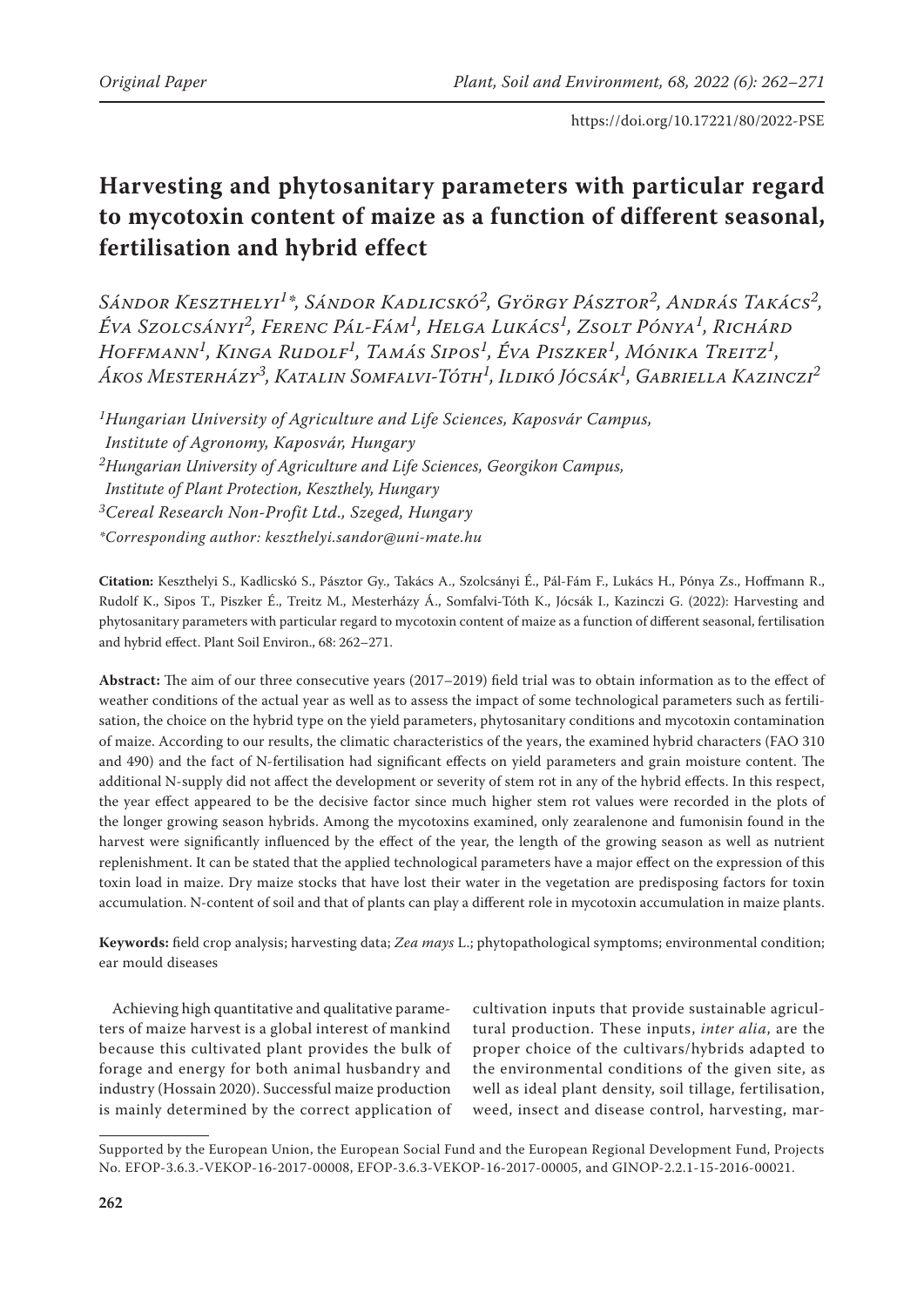Original Paper

https://doi.org/10.17221/80/2022-PSE

# Harvesting and phytosanitary parameters with particular regard to mycotoxin content of maize as a function of different seasonal, fertilisation and hybrid effect

*Sándor Keszthelyi[1]\*, Sándor Kadlicskó[2], György Pásztor[2], András Takács[2], Éva Szolcsányi[2], Ferenc Pál-Fám[1], Helga Lukács[1], Zsolt Pónya[1], Richárd Hoffmann[1], Kinga Rudolf[1], Tamás Sipos[1], Éva Piszker[1], Mónika Treitz[1], Ákos Mesterházy[3], Katalin Somfalvi-Tóth[1], Ildikó Jócsák[1], Gabriella Kazinczi[2]*

*[1]Hungarian University of Agriculture and Life Sciences, Kaposvár Campus, Institute of Agronomy, Kaposvár, Hungary*
*[2]Hungarian University of Agriculture and Life Sciences, Georgikon Campus, Institute of Plant Protection, Keszthely, Hungary*
*[3]Cereal Research Non-Profit Ltd., Szeged, Hungary*
*\*Corresponding author: keszthelyi.sandor@uni-mate.hu*

**Citation:** Keszthelyi S., Kadlicskó S., Pásztor Gy., Takács A., Szolcsányi É., Pál-Fám F., Lukács H., Pónya Zs., Hoffmann R., Rudolf K., Sipos T., Piszker É., Treitz M., Mesterházy Á., Somfalvi-Tóth K., Jócsák I., Kazinczi G. (2022): Harvesting and phytosanitary parameters with particular regard to mycotoxin content of maize as a function of different seasonal, fertilisation and hybrid effect. Plant Soil Environ., 68: 262–271.

**Abstract:** The aim of our three consecutive years (2017–2019) field trial was to obtain information as to the effect of weather conditions of the actual year as well as to assess the impact of some technological parameters such as fertilisation, the choice on the hybrid type on the yield parameters, phytosanitary conditions and mycotoxin contamination of maize. According to our results, the climatic characteristics of the years, the examined hybrid characters (FAO 310 and 490) and the fact of N-fertilisation had significant effects on yield parameters and grain moisture content. The additional N-supply did not affect the development or severity of stem rot in any of the hybrid effects. In this respect, the year effect appeared to be the decisive factor since much higher stem rot values were recorded in the plots of the longer growing season hybrids. Among the mycotoxins examined, only zearalenone and fumonisin found in the harvest were significantly influenced by the effect of the year, the length of the growing season as well as nutrient replenishment. It can be stated that the applied technological parameters have a major effect on the expression of this toxin load in maize. Dry maize stocks that have lost their water in the vegetation are predisposing factors for toxin accumulation. N-content of soil and that of plants can play a different role in mycotoxin accumulation in maize plants.

**Keywords:** field crop analysis; harvesting data; *Zea mays* L.; phytopathological symptoms; environmental condition; ear mould diseases

Achieving high quantitative and qualitative parameters of maize harvest is a global interest of mankind because this cultivated plant provides the bulk of forage and energy for both animal husbandry and industry (Hossain 2020). Successful maize production is mainly determined by the correct application of cultivation inputs that provide sustainable agricultural production. These inputs, *inter alia*, are the proper choice of the cultivars/hybrids adapted to the environmental conditions of the given site, as well as ideal plant density, soil tillage, fertilisation, weed, insect and disease control, harvesting, mar-

Supported by the European Union, the European Social Fund and the European Regional Development Fund, Projects No. EFOP-3.6.3.-VEKOP-16-2017-00008, EFOP-3.6.3-VEKOP-16-2017-00005, and GINOP-2.2.1-15-2016-00021.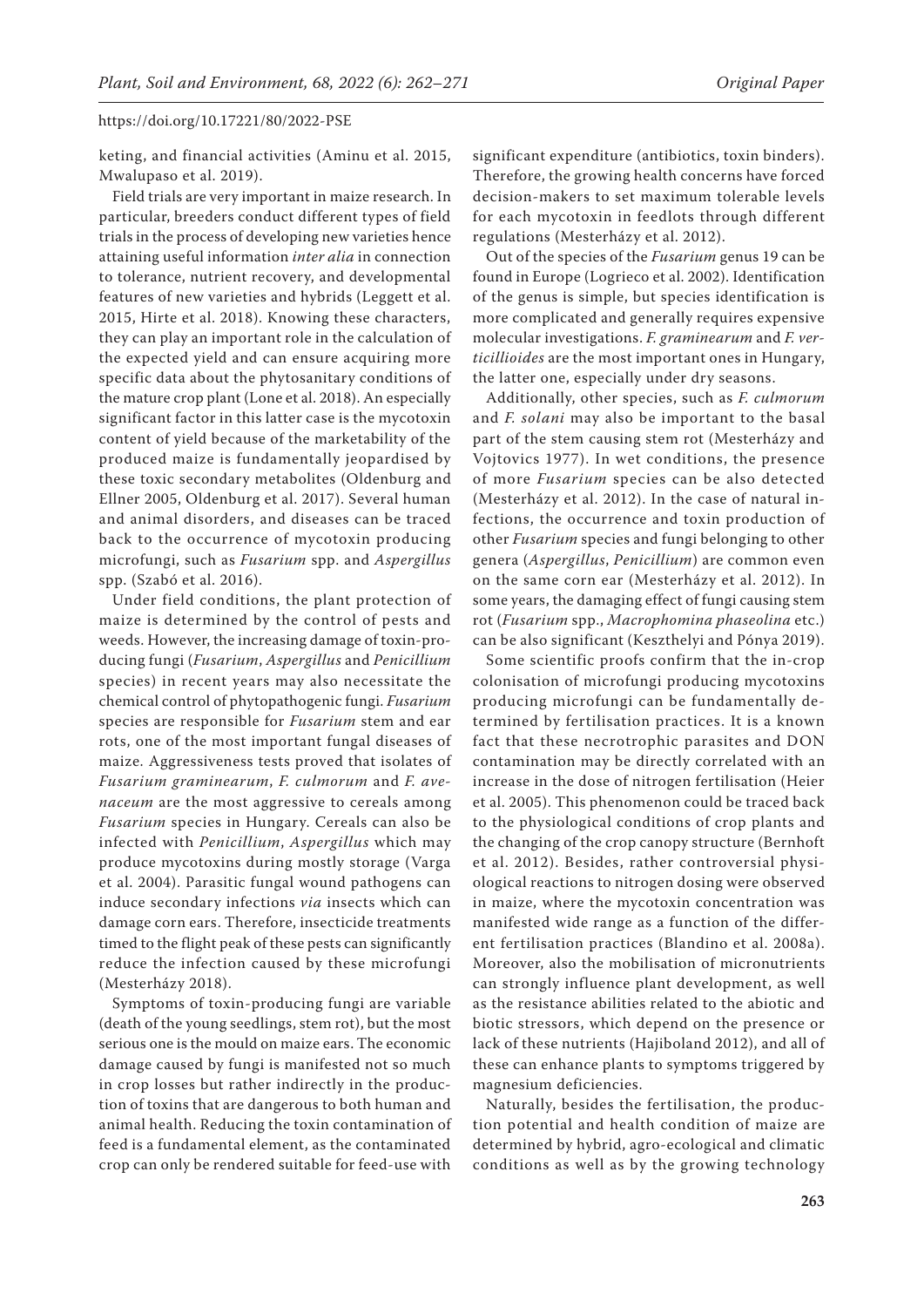keting, and financial activities (Aminu et al. 2015, Mwalupaso et al. 2019).

Field trials are very important in maize research. In particular, breeders conduct different types of field trials in the process of developing new varieties hence attaining useful information *inter alia* in connection to tolerance, nutrient recovery, and developmental features of new varieties and hybrids (Leggett et al. 2015, Hirte et al. 2018). Knowing these characters, they can play an important role in the calculation of the expected yield and can ensure acquiring more specific data about the phytosanitary conditions of the mature crop plant (Lone et al. 2018). An especially significant factor in this latter case is the mycotoxin content of yield because of the marketability of the produced maize is fundamentally jeopardised by these toxic secondary metabolites (Oldenburg and Ellner 2005, Oldenburg et al. 2017). Several human and animal disorders, and diseases can be traced back to the occurrence of mycotoxin producing microfungi, such as *Fusarium* spp. and *Aspergillus* spp. (Szabó et al. 2016).

Under field conditions, the plant protection of maize is determined by the control of pests and weeds. However, the increasing damage of toxin-producing fungi (*Fusarium*, *Aspergillus* and *Penicillium* species) in recent years may also necessitate the chemical control of phytopathogenic fungi. *Fusarium* species are responsible for *Fusarium* stem and ear rots, one of the most important fungal diseases of maize. Aggressiveness tests proved that isolates of *Fusarium graminearum*, *F. culmorum* and *F. avenaceum* are the most aggressive to cereals among *Fusarium* species in Hungary. Cereals can also be infected with *Penicillium*, *Aspergillus* which may produce mycotoxins during mostly storage (Varga et al. 2004). Parasitic fungal wound pathogens can induce secondary infections *via* insects which can damage corn ears. Therefore, insecticide treatments timed to the flight peak of these pests can significantly reduce the infection caused by these microfungi (Mesterházy 2018).

Symptoms of toxin-producing fungi are variable (death of the young seedlings, stem rot), but the most serious one is the mould on maize ears. The economic damage caused by fungi is manifested not so much in crop losses but rather indirectly in the production of toxins that are dangerous to both human and animal health. Reducing the toxin contamination of feed is a fundamental element, as the contaminated crop can only be rendered suitable for feed-use with significant expenditure (antibiotics, toxin binders). Therefore, the growing health concerns have forced decision-makers to set maximum tolerable levels for each mycotoxin in feedlots through different regulations (Mesterházy et al. 2012).

Out of the species of the *Fusarium* genus 19 can be found in Europe (Logrieco et al. 2002). Identification of the genus is simple, but species identification is more complicated and generally requires expensive molecular investigations. *F. graminearum* and *F. verticillioides* are the most important ones in Hungary, the latter one, especially under dry seasons.

Additionally, other species, such as *F. culmorum* and *F. solani* may also be important to the basal part of the stem causing stem rot (Mesterházy and Vojtovics 1977). In wet conditions, the presence of more *Fusarium* species can be also detected (Mesterházy et al. 2012). In the case of natural infections, the occurrence and toxin production of other *Fusarium* species and fungi belonging to other genera (*Aspergillus*, *Penicillium*) are common even on the same corn ear (Mesterházy et al. 2012). In some years, the damaging effect of fungi causing stem rot (*Fusarium* spp., *Macrophomina phaseolina* etc.) can be also significant (Keszthelyi and Pónya 2019).

Some scientific proofs confirm that the in-crop colonisation of microfungi producing mycotoxins producing microfungi can be fundamentally determined by fertilisation practices. It is a known fact that these necrotrophic parasites and DON contamination may be directly correlated with an increase in the dose of nitrogen fertilisation (Heier et al. 2005). This phenomenon could be traced back to the physiological conditions of crop plants and the changing of the crop canopy structure (Bernhoft et al. 2012). Besides, rather controversial physiological reactions to nitrogen dosing were observed in maize, where the mycotoxin concentration was manifested wide range as a function of the different fertilisation practices (Blandino et al. 2008a). Moreover, also the mobilisation of micronutrients can strongly influence plant development, as well as the resistance abilities related to the abiotic and biotic stressors, which depend on the presence or lack of these nutrients (Hajiboland 2012), and all of these can enhance plants to symptoms triggered by magnesium deficiencies.

Naturally, besides the fertilisation, the production potential and health condition of maize are determined by hybrid, agro-ecological and climatic conditions as well as by the growing technology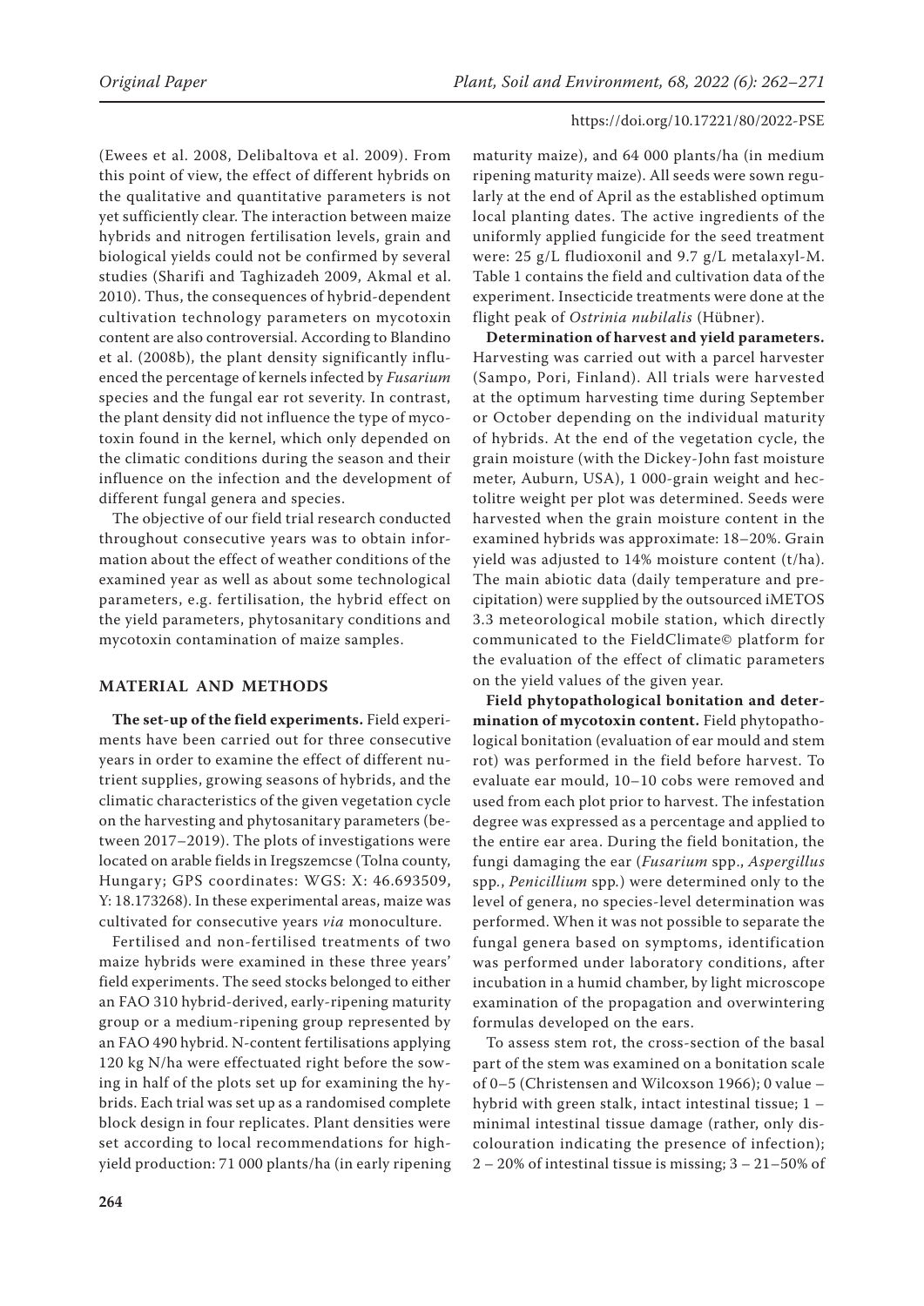(Ewees et al. 2008, Delibaltova et al. 2009). From this point of view, the effect of different hybrids on the qualitative and quantitative parameters is not yet sufficiently clear. The interaction between maize hybrids and nitrogen fertilisation levels, grain and biological yields could not be confirmed by several studies (Sharifi and Taghizadeh 2009, Akmal et al. 2010). Thus, the consequences of hybrid-dependent cultivation technology parameters on mycotoxin content are also controversial. According to Blandino et al. (2008b), the plant density significantly influenced the percentage of kernels infected by *Fusarium* species and the fungal ear rot severity. In contrast, the plant density did not influence the type of mycotoxin found in the kernel, which only depended on the climatic conditions during the season and their influence on the infection and the development of different fungal genera and species.

The objective of our field trial research conducted throughout consecutive years was to obtain information about the effect of weather conditions of the examined year as well as about some technological parameters, e.g. fertilisation, the hybrid effect on the yield parameters, phytosanitary conditions and mycotoxin contamination of maize samples.

## MATERIAL AND METHODS

**The set-up of the field experiments.** Field experiments have been carried out for three consecutive years in order to examine the effect of different nutrient supplies, growing seasons of hybrids, and the climatic characteristics of the given vegetation cycle on the harvesting and phytosanitary parameters (between 2017–2019). The plots of investigations were located on arable fields in Iregszemcse (Tolna county, Hungary; GPS coordinates: WGS: X: 46.693509, Y: 18.173268). In these experimental areas, maize was cultivated for consecutive years *via* monoculture.

Fertilised and non-fertilised treatments of two maize hybrids were examined in these three years' field experiments. The seed stocks belonged to either an FAO 310 hybrid-derived, early-ripening maturity group or a medium-ripening group represented by an FAO 490 hybrid. N-content fertilisations applying 120 kg N/ha were effectuated right before the sowing in half of the plots set up for examining the hybrids. Each trial was set up as a randomised complete block design in four replicates. Plant densities were set according to local recommendations for high-yield production: 71 000 plants/ha (in early ripening maturity maize), and 64 000 plants/ha (in medium ripening maturity maize). All seeds were sown regularly at the end of April as the established optimum local planting dates. The active ingredients of the uniformly applied fungicide for the seed treatment were: 25 g/L fludioxonil and 9.7 g/L metalaxyl-M. Table 1 contains the field and cultivation data of the experiment. Insecticide treatments were done at the flight peak of *Ostrinia nubilalis* (Hübner).

**Determination of harvest and yield parameters.** Harvesting was carried out with a parcel harvester (Sampo, Pori, Finland). All trials were harvested at the optimum harvesting time during September or October depending on the individual maturity of hybrids. At the end of the vegetation cycle, the grain moisture (with the Dickey-John fast moisture meter, Auburn, USA), 1 000-grain weight and hectolitre weight per plot was determined. Seeds were harvested when the grain moisture content in the examined hybrids was approximate: 18–20%. Grain yield was adjusted to 14% moisture content (t/ha). The main abiotic data (daily temperature and precipitation) were supplied by the outsourced iMETOS 3.3 meteorological mobile station, which directly communicated to the FieldClimate© platform for the evaluation of the effect of climatic parameters on the yield values of the given year.

**Field phytopathological bonitation and determination of mycotoxin content.** Field phytopathological bonitation (evaluation of ear mould and stem rot) was performed in the field before harvest. To evaluate ear mould, 10–10 cobs were removed and used from each plot prior to harvest. The infestation degree was expressed as a percentage and applied to the entire ear area. During the field bonitation, the fungi damaging the ear (*Fusarium* spp., *Aspergillus* spp., *Penicillium* spp.) were determined only to the level of genera, no species-level determination was performed. When it was not possible to separate the fungal genera based on symptoms, identification was performed under laboratory conditions, after incubation in a humid chamber, by light microscope examination of the propagation and overwintering formulas developed on the ears.

To assess stem rot, the cross-section of the basal part of the stem was examined on a bonitation scale of 0–5 (Christensen and Wilcoxson 1966); 0 value – hybrid with green stalk, intact intestinal tissue; 1 – minimal intestinal tissue damage (rather, only discolouration indicating the presence of infection); 2 – 20% of intestinal tissue is missing; 3 – 21–50% of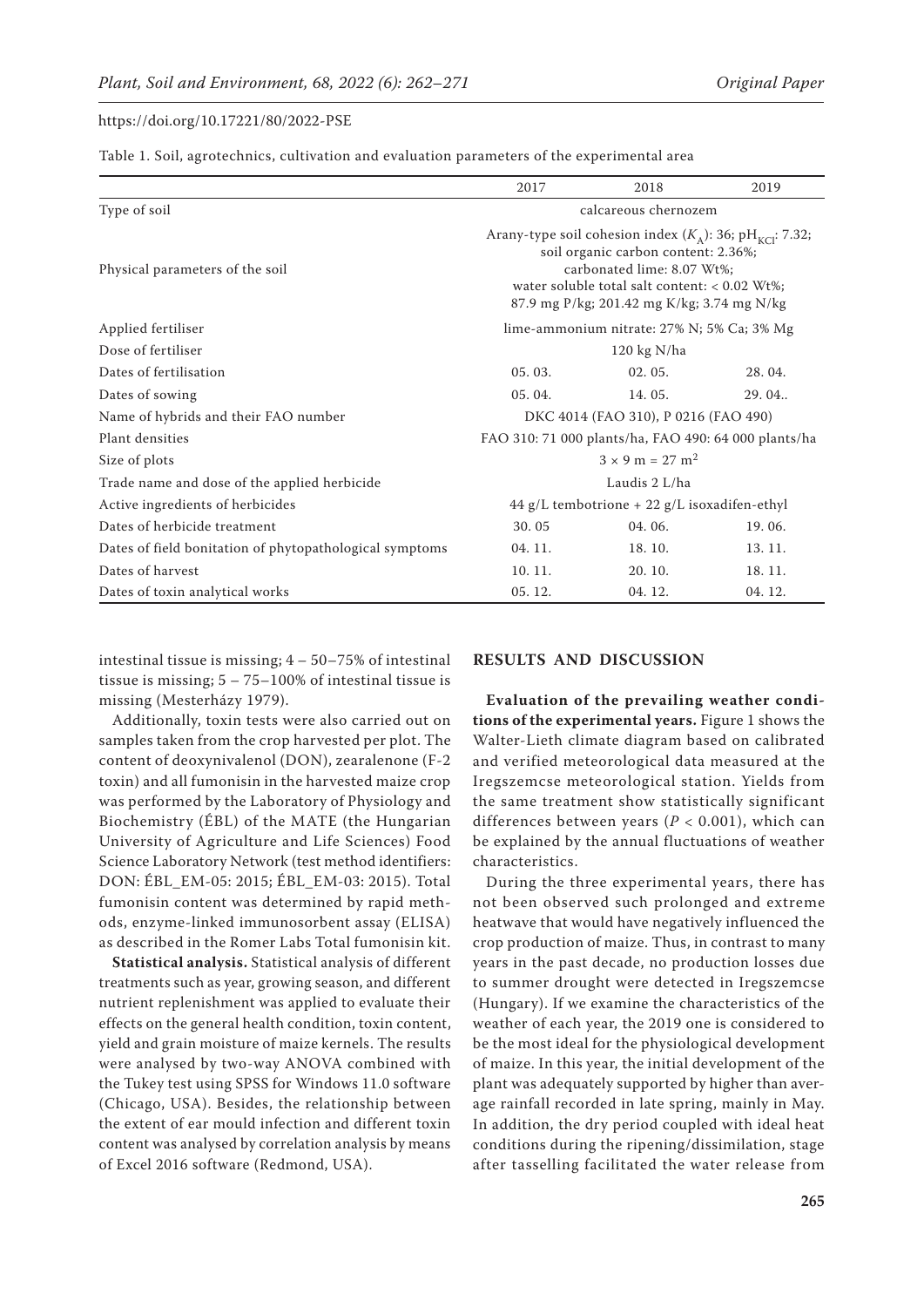Table 1. Soil, agrotechnics, cultivation and evaluation parameters of the experimental area

| | 2017 | 2018 | 2019 |
|---|---|---|---|
| Type of soil | calcareous chernozem | | |
| Physical parameters of the soil | Arany-type soil cohesion index ($K_A$): 36; $pH_{KCl}$: 7.32; soil organic carbon content: 2.36%; carbonated lime: 8.07 Wt%; water soluble total salt content: < 0.02 Wt%; 87.9 mg P/kg; 201.42 mg K/kg; 3.74 mg N/kg | | |
| Applied fertiliser | lime-ammonium nitrate: 27% N; 5% Ca; 3% Mg | | |
| Dose of fertiliser | 120 kg N/ha | | |
| Dates of fertilisation | 05. 03. | 02. 05. | 28. 04. |
| Dates of sowing | 05. 04. | 14. 05. | 29. 04.. |
| Name of hybrids and their FAO number | DKC 4014 (FAO 310), P 0216 (FAO 490) | | |
| Plant densities | FAO 310: 71 000 plants/ha, FAO 490: 64 000 plants/ha | | |
| Size of plots | $3 \times 9$ m = 27 m$^2$ | | |
| Trade name and dose of the applied herbicide | Laudis 2 L/ha | | |
| Active ingredients of herbicides | 44 g/L tembotrione + 22 g/L isoxadifen-ethyl | | |
| Dates of herbicide treatment | 30. 05 | 04. 06. | 19. 06. |
| Dates of field bonitation of phytopathological symptoms | 04. 11. | 18. 10. | 13. 11. |
| Dates of harvest | 10. 11. | 20. 10. | 18. 11. |
| Dates of toxin analytical works | 05. 12. | 04. 12. | 04. 12. |

intestinal tissue is missing; 4 – 50–75% of intestinal tissue is missing; 5 – 75–100% of intestinal tissue is missing (Mesterházy 1979).

Additionally, toxin tests were also carried out on samples taken from the crop harvested per plot. The content of deoxynivalenol (DON), zearalenone (F-2 toxin) and all fumonisin in the harvested maize crop was performed by the Laboratory of Physiology and Biochemistry (ÉBL) of the MATE (the Hungarian University of Agriculture and Life Sciences) Food Science Laboratory Network (test method identifiers: DON: ÉBL_EM-05: 2015; ÉBL_EM-03: 2015). Total fumonisin content was determined by rapid methods, enzyme-linked immunosorbent assay (ELISA) as described in the Romer Labs Total fumonisin kit.

**Statistical analysis.** Statistical analysis of different treatments such as year, growing season, and different nutrient replenishment was applied to evaluate their effects on the general health condition, toxin content, yield and grain moisture of maize kernels. The results were analysed by two-way ANOVA combined with the Tukey test using SPSS for Windows 11.0 software (Chicago, USA). Besides, the relationship between the extent of ear mould infection and different toxin content was analysed by correlation analysis by means of Excel 2016 software (Redmond, USA).

## RESULTS AND DISCUSSION

**Evaluation of the prevailing weather conditions of the experimental years.** Figure 1 shows the Walter-Lieth climate diagram based on calibrated and verified meteorological data measured at the Iregszemcse meteorological station. Yields from the same treatment show statistically significant differences between years ($P < 0.001$), which can be explained by the annual fluctuations of weather characteristics.

During the three experimental years, there has not been observed such prolonged and extreme heatwave that would have negatively influenced the crop production of maize. Thus, in contrast to many years in the past decade, no production losses due to summer drought were detected in Iregszemcse (Hungary). If we examine the characteristics of the weather of each year, the 2019 one is considered to be the most ideal for the physiological development of maize. In this year, the initial development of the plant was adequately supported by higher than average rainfall recorded in late spring, mainly in May. In addition, the dry period coupled with ideal heat conditions during the ripening/dissimilation, stage after tasselling facilitated the water release from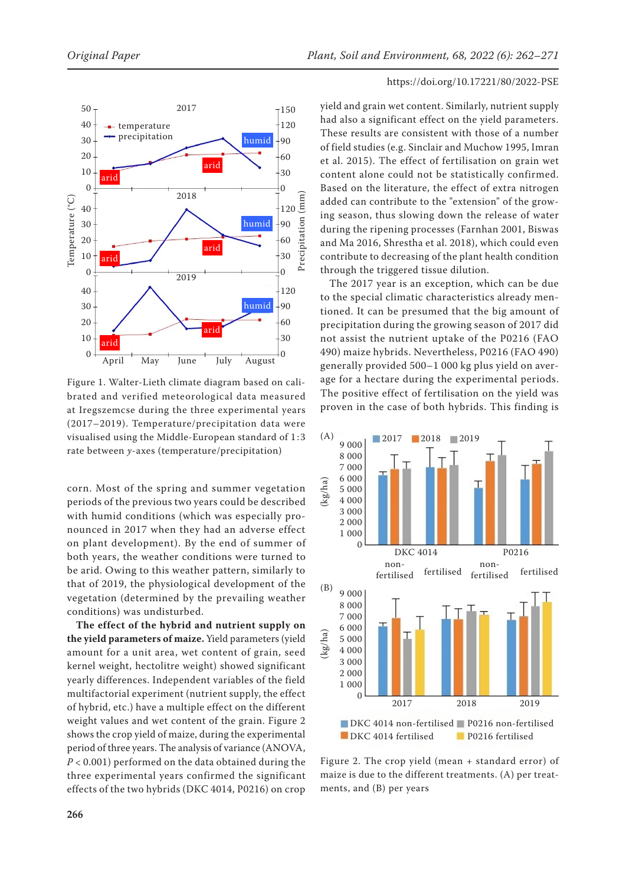Figure 1. Walter-Lieth climate diagram based on calibrated and verified meteorological data measured at Iregszemcse during the three experimental years (2017–2019). Temperature/precipitation data were visualised using the Middle-European standard of 1:3 rate between *y*-axes (temperature/precipitation)

corn. Most of the spring and summer vegetation periods of the previous two years could be described with humid conditions (which was especially pronounced in 2017 when they had an adverse effect on plant development). By the end of summer of both years, the weather conditions were turned to be arid. Owing to this weather pattern, similarly to that of 2019, the physiological development of the vegetation (determined by the prevailing weather conditions) was undisturbed.

**The effect of the hybrid and nutrient supply on the yield parameters of maize.** Yield parameters (yield amount for a unit area, wet content of grain, seed kernel weight, hectolitre weight) showed significant yearly differences. Independent variables of the field multifactorial experiment (nutrient supply, the effect of hybrid, etc.) have a multiple effect on the different weight values and wet content of the grain. Figure 2 shows the crop yield of maize, during the experimental period of three years. The analysis of variance (ANOVA, $P < 0.001$) performed on the data obtained during the three experimental years confirmed the significant effects of the two hybrids (DKC 4014, P0216) on crop yield and grain wet content. Similarly, nutrient supply had also a significant effect on the yield parameters. These results are consistent with those of a number of field studies (e.g. Sinclair and Muchow 1995, Imran et al. 2015). The effect of fertilisation on grain wet content alone could not be statistically confirmed. Based on the literature, the effect of extra nitrogen added can contribute to the "extension" of the growing season, thus slowing down the release of water during the ripening processes (Farnhan 2001, Biswas and Ma 2016, Shrestha et al. 2018), which could even contribute to decreasing of the plant health condition through the triggered tissue dilution.

The 2017 year is an exception, which can be due to the special climatic characteristics already mentioned. It can be presumed that the big amount of precipitation during the growing season of 2017 did not assist the nutrient uptake of the P0216 (FAO 490) maize hybrids. Nevertheless, P0216 (FAO 490) generally provided 500–1 000 kg plus yield on average for a hectare during the experimental periods. The positive effect of fertilisation on the yield was proven in the case of both hybrids. This finding is

Figure 2. The crop yield (mean + standard error) of maize is due to the different treatments. (A) per treatments, and (B) per years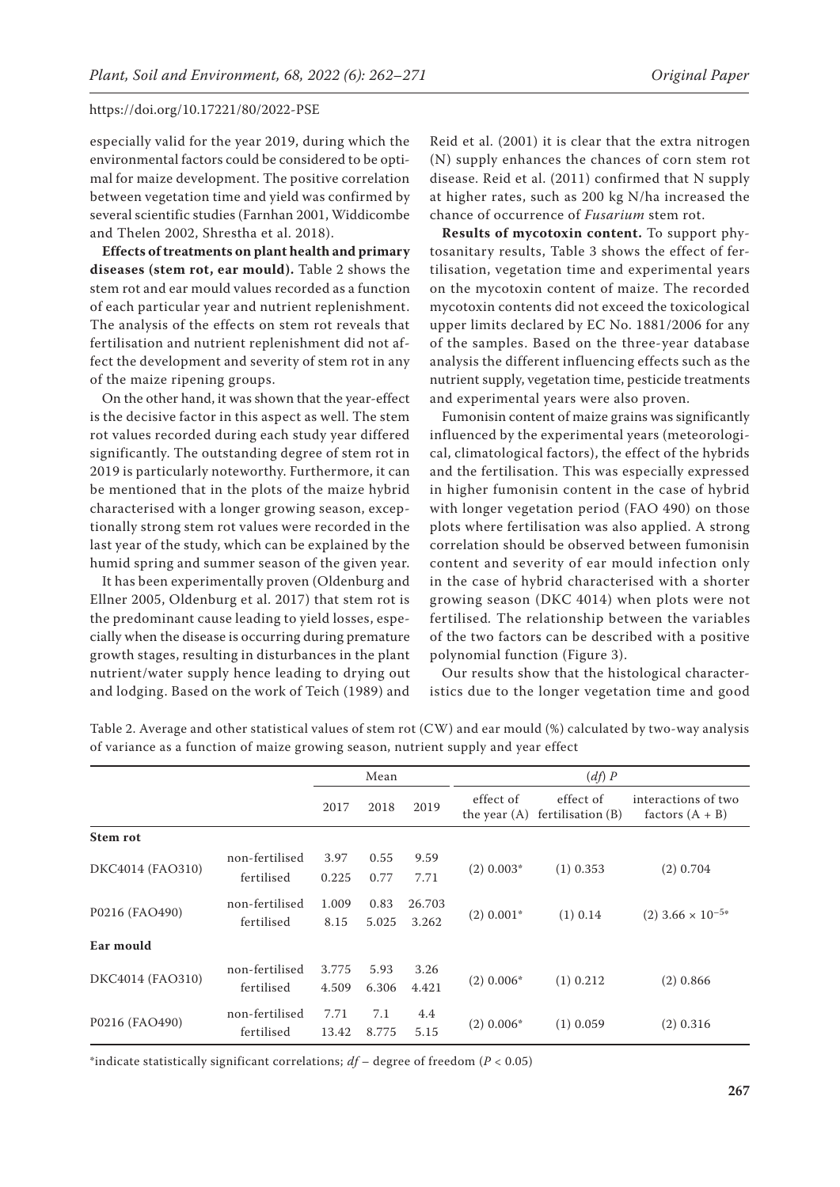especially valid for the year 2019, during which the environmental factors could be considered to be optimal for maize development. The positive correlation between vegetation time and yield was confirmed by several scientific studies (Farnhan 2001, Widdicombe and Thelen 2002, Shrestha et al. 2018).

**Effects of treatments on plant health and primary diseases (stem rot, ear mould).** Table 2 shows the stem rot and ear mould values recorded as a function of each particular year and nutrient replenishment. The analysis of the effects on stem rot reveals that fertilisation and nutrient replenishment did not affect the development and severity of stem rot in any of the maize ripening groups.

On the other hand, it was shown that the year-effect is the decisive factor in this aspect as well. The stem rot values recorded during each study year differed significantly. The outstanding degree of stem rot in 2019 is particularly noteworthy. Furthermore, it can be mentioned that in the plots of the maize hybrid characterised with a longer growing season, exceptionally strong stem rot values were recorded in the last year of the study, which can be explained by the humid spring and summer season of the given year.

It has been experimentally proven (Oldenburg and Ellner 2005, Oldenburg et al. 2017) that stem rot is the predominant cause leading to yield losses, especially when the disease is occurring during premature growth stages, resulting in disturbances in the plant nutrient/water supply hence leading to drying out and lodging. Based on the work of Teich (1989) and Reid et al. (2001) it is clear that the extra nitrogen (N) supply enhances the chances of corn stem rot disease. Reid et al. (2011) confirmed that N supply at higher rates, such as 200 kg N/ha increased the chance of occurrence of *Fusarium* stem rot.

**Results of mycotoxin content.** To support phytosanitary results, Table 3 shows the effect of fertilisation, vegetation time and experimental years on the mycotoxin content of maize. The recorded mycotoxin contents did not exceed the toxicological upper limits declared by EC No. 1881/2006 for any of the samples. Based on the three-year database analysis the different influencing effects such as the nutrient supply, vegetation time, pesticide treatments and experimental years were also proven.

Fumonisin content of maize grains was significantly influenced by the experimental years (meteorological, climatological factors), the effect of the hybrids and the fertilisation. This was especially expressed in higher fumonisin content in the case of hybrid with longer vegetation period (FAO 490) on those plots where fertilisation was also applied. A strong correlation should be observed between fumonisin content and severity of ear mould infection only in the case of hybrid characterised with a shorter growing season (DKC 4014) when plots were not fertilised. The relationship between the variables of the two factors can be described with a positive polynomial function (Figure 3).

Our results show that the histological characteristics due to the longer vegetation time and good

Table 2. Average and other statistical values of stem rot (CW) and ear mould (%) calculated by two-way analysis of variance as a function of maize growing season, nutrient supply and year effect

| | | Mean | | | (*df*) *P* | | |
|---|---|---|---|---|---|---|---|
| | | 2017 | 2018 | 2019 | effect of the year (A) | effect of fertilisation (B) | interactions of two factors (A + B) |
| **Stem rot** | | | | | | | |
| DKC4014 (FAO310) | non-fertilised | 3.97 | 0.55 | 9.59 | (2) 0.003* | (1) 0.353 | (2) 0.704 |
| | fertilised | 0.225 | 0.77 | 7.71 | | | |
| P0216 (FAO490) | non-fertilised | 1.009 | 0.83 | 26.703 | (2) 0.001* | (1) 0.14 | (2) $3.66 \times 10^{-5}$* |
| | fertilised | 8.15 | 5.025 | 3.262 | | | |
| **Ear mould** | | | | | | | |
| DKC4014 (FAO310) | non-fertilised | 3.775 | 5.93 | 3.26 | (2) 0.006* | (1) 0.212 | (2) 0.866 |
| | fertilised | 4.509 | 6.306 | 4.421 | | | |
| P0216 (FAO490) | non-fertilised | 7.71 | 7.1 | 4.4 | (2) 0.006* | (1) 0.059 | (2) 0.316 |
| | fertilised | 13.42 | 8.775 | 5.15 | | | |

*indicate statistically significant correlations; *df* – degree of freedom ($P < 0.05$)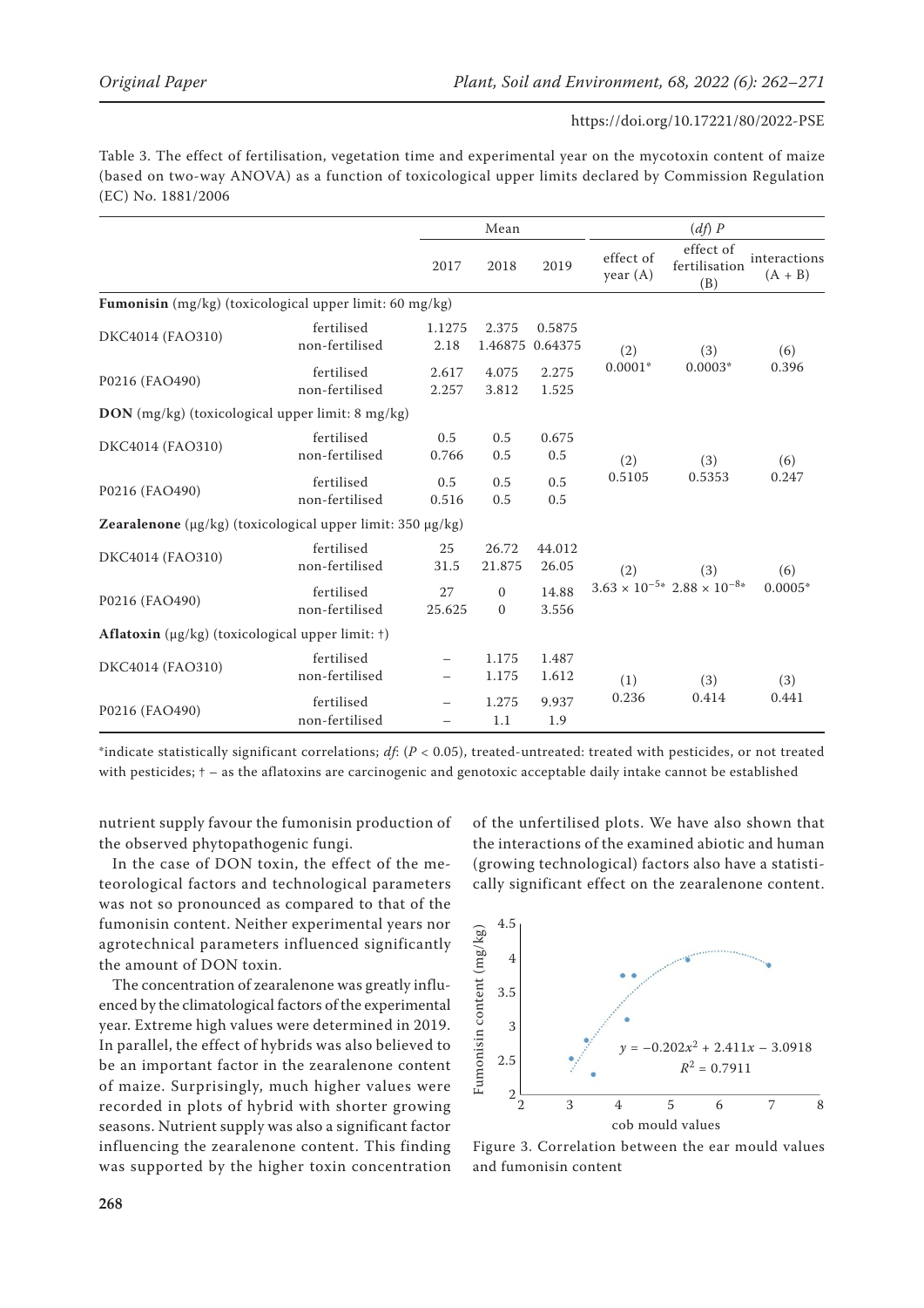Table 3. The effect of fertilisation, vegetation time and experimental year on the mycotoxin content of maize (based on two-way ANOVA) as a function of toxicological upper limits declared by Commission Regulation (EC) No. 1881/2006

| | | Mean | | | (*df*) *P* | | |
|---|---|---|---|---|---|---|---|
| | | 2017 | 2018 | 2019 | effect of year (A) | effect of fertilisation (B) | interactions (A + B) |
| **Fumonisin** (mg/kg) (toxicological upper limit: 60 mg/kg) | | | | | | | |
| DKC4014 (FAO310) | fertilised | 1.1275 | 2.375 | 0.5875 | (2) 0.0001* | (3) 0.0003* | (6) 0.396 |
| | non-fertilised | 2.18 | 1.46875 | 0.64375 | | | |
| P0216 (FAO490) | fertilised | 2.617 | 4.075 | 2.275 | | | |
| | non-fertilised | 2.257 | 3.812 | 1.525 | | | |
| **DON** (mg/kg) (toxicological upper limit: 8 mg/kg) | | | | | | | |
| DKC4014 (FAO310) | fertilised | 0.5 | 0.5 | 0.675 | (2) 0.5105 | (3) 0.5353 | (6) 0.247 |
| | non-fertilised | 0.766 | 0.5 | 0.5 | | | |
| P0216 (FAO490) | fertilised | 0.5 | 0.5 | 0.5 | | | |
| | non-fertilised | 0.516 | 0.5 | 0.5 | | | |
| **Zearalenone** (μg/kg) (toxicological upper limit: 350 μg/kg) | | | | | | | |
| DKC4014 (FAO310) | fertilised | 25 | 26.72 | 44.012 | (2) $3.63 \times 10^{-5}$* | (3) $2.88 \times 10^{-8}$* | (6) 0.0005* |
| | non-fertilised | 31.5 | 21.875 | 26.05 | | | |
| P0216 (FAO490) | fertilised | 27 | 0 | 14.88 | | | |
| | non-fertilised | 25.625 | 0 | 3.556 | | | |
| **Aflatoxin** (μg/kg) (toxicological upper limit: †) | | | | | | | |
| DKC4014 (FAO310) | fertilised | – | 1.175 | 1.487 | (1) 0.236 | (3) 0.414 | (3) 0.441 |
| | non-fertilised | – | 1.175 | 1.612 | | | |
| P0216 (FAO490) | fertilised | – | 1.275 | 9.937 | | | |
| | non-fertilised | – | 1.1 | 1.9 | | | |

*indicate statistically significant correlations; *df*: ($P < 0.05$), treated-untreated: treated with pesticides, or not treated with pesticides; † – as the aflatoxins are carcinogenic and genotoxic acceptable daily intake cannot be established

nutrient supply favour the fumonisin production of the observed phytopathogenic fungi.

In the case of DON toxin, the effect of the meteorological factors and technological parameters was not so pronounced as compared to that of the fumonisin content. Neither experimental years nor agrotechnical parameters influenced significantly the amount of DON toxin.

The concentration of zearalenone was greatly influenced by the climatological factors of the experimental year. Extreme high values were determined in 2019. In parallel, the effect of hybrids was also believed to be an important factor in the zearalenone content of maize. Surprisingly, much higher values were recorded in plots of hybrid with shorter growing seasons. Nutrient supply was also a significant factor influencing the zearalenone content. This finding was supported by the higher toxin concentration of the unfertilised plots. We have also shown that the interactions of the examined abiotic and human (growing technological) factors also have a statistically significant effect on the zearalenone content.

$y = -0.202x^2 + 2.411x - 3.0918$
$R^2 = 0.7911$

Figure 3. Correlation between the ear mould values and fumonisin content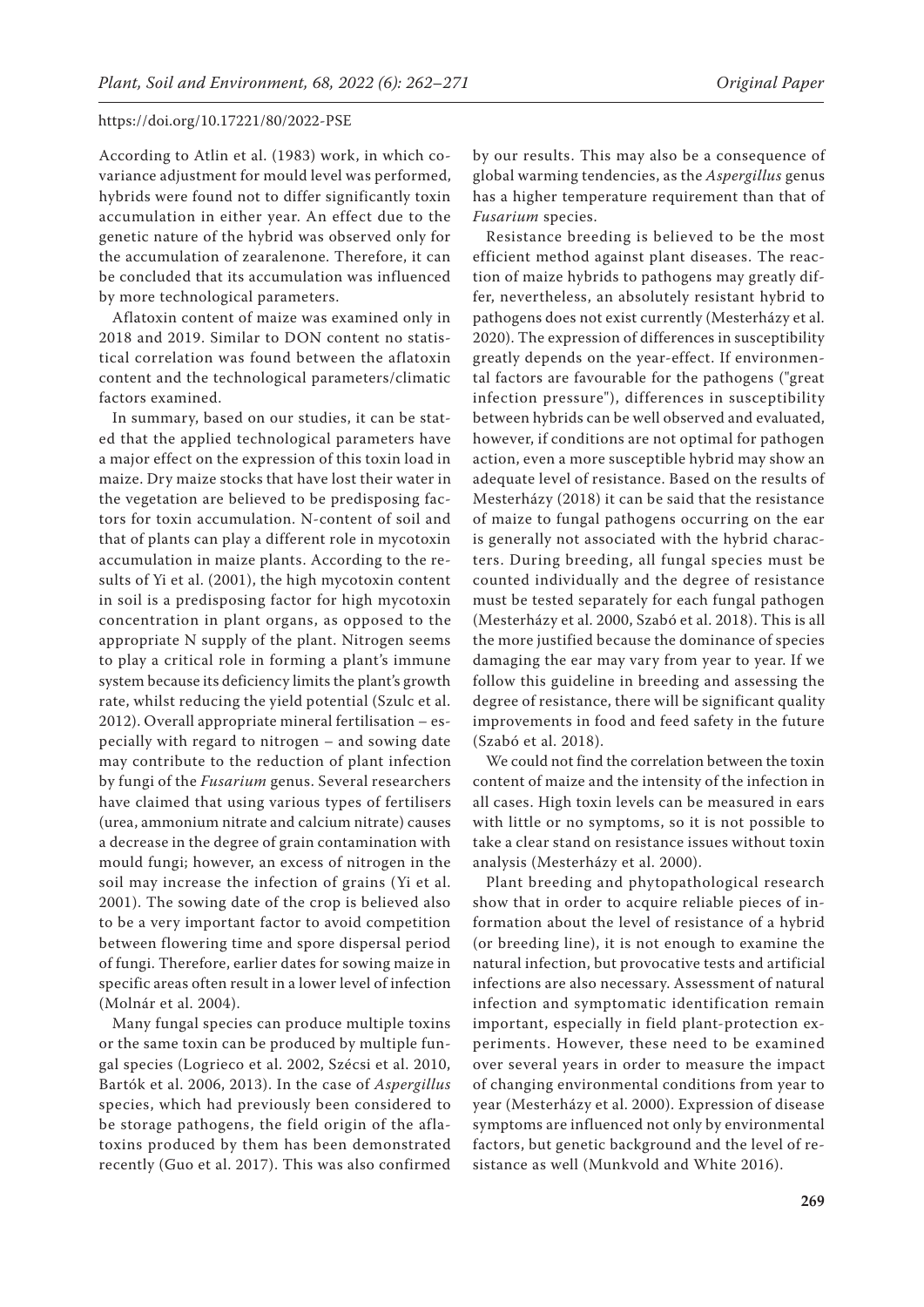According to Atlin et al. (1983) work, in which covariance adjustment for mould level was performed, hybrids were found not to differ significantly toxin accumulation in either year. An effect due to the genetic nature of the hybrid was observed only for the accumulation of zearalenone. Therefore, it can be concluded that its accumulation was influenced by more technological parameters.

Aflatoxin content of maize was examined only in 2018 and 2019. Similar to DON content no statistical correlation was found between the aflatoxin content and the technological parameters/climatic factors examined.

In summary, based on our studies, it can be stated that the applied technological parameters have a major effect on the expression of this toxin load in maize. Dry maize stocks that have lost their water in the vegetation are believed to be predisposing factors for toxin accumulation. N-content of soil and that of plants can play a different role in mycotoxin accumulation in maize plants. According to the results of Yi et al. (2001), the high mycotoxin content in soil is a predisposing factor for high mycotoxin concentration in plant organs, as opposed to the appropriate N supply of the plant. Nitrogen seems to play a critical role in forming a plant's immune system because its deficiency limits the plant's growth rate, whilst reducing the yield potential (Szulc et al. 2012). Overall appropriate mineral fertilisation – especially with regard to nitrogen – and sowing date may contribute to the reduction of plant infection by fungi of the *Fusarium* genus. Several researchers have claimed that using various types of fertilisers (urea, ammonium nitrate and calcium nitrate) causes a decrease in the degree of grain contamination with mould fungi; however, an excess of nitrogen in the soil may increase the infection of grains (Yi et al. 2001). The sowing date of the crop is believed also to be a very important factor to avoid competition between flowering time and spore dispersal period of fungi. Therefore, earlier dates for sowing maize in specific areas often result in a lower level of infection (Molnár et al. 2004).

Many fungal species can produce multiple toxins or the same toxin can be produced by multiple fungal species (Logrieco et al. 2002, Szécsi et al. 2010, Bartók et al. 2006, 2013). In the case of *Aspergillus* species, which had previously been considered to be storage pathogens, the field origin of the aflatoxins produced by them has been demonstrated recently (Guo et al. 2017). This was also confirmed by our results. This may also be a consequence of global warming tendencies, as the *Aspergillus* genus has a higher temperature requirement than that of *Fusarium* species.

Resistance breeding is believed to be the most efficient method against plant diseases. The reaction of maize hybrids to pathogens may greatly differ, nevertheless, an absolutely resistant hybrid to pathogens does not exist currently (Mesterházy et al. 2020). The expression of differences in susceptibility greatly depends on the year-effect. If environmental factors are favourable for the pathogens ("great infection pressure"), differences in susceptibility between hybrids can be well observed and evaluated, however, if conditions are not optimal for pathogen action, even a more susceptible hybrid may show an adequate level of resistance. Based on the results of Mesterházy (2018) it can be said that the resistance of maize to fungal pathogens occurring on the ear is generally not associated with the hybrid characters. During breeding, all fungal species must be counted individually and the degree of resistance must be tested separately for each fungal pathogen (Mesterházy et al. 2000, Szabó et al. 2018). This is all the more justified because the dominance of species damaging the ear may vary from year to year. If we follow this guideline in breeding and assessing the degree of resistance, there will be significant quality improvements in food and feed safety in the future (Szabó et al. 2018).

We could not find the correlation between the toxin content of maize and the intensity of the infection in all cases. High toxin levels can be measured in ears with little or no symptoms, so it is not possible to take a clear stand on resistance issues without toxin analysis (Mesterházy et al. 2000).

Plant breeding and phytopathological research show that in order to acquire reliable pieces of information about the level of resistance of a hybrid (or breeding line), it is not enough to examine the natural infection, but provocative tests and artificial infections are also necessary. Assessment of natural infection and symptomatic identification remain important, especially in field plant-protection experiments. However, these need to be examined over several years in order to measure the impact of changing environmental conditions from year to year (Mesterházy et al. 2000). Expression of disease symptoms are influenced not only by environmental factors, but genetic background and the level of resistance as well (Munkvold and White 2016).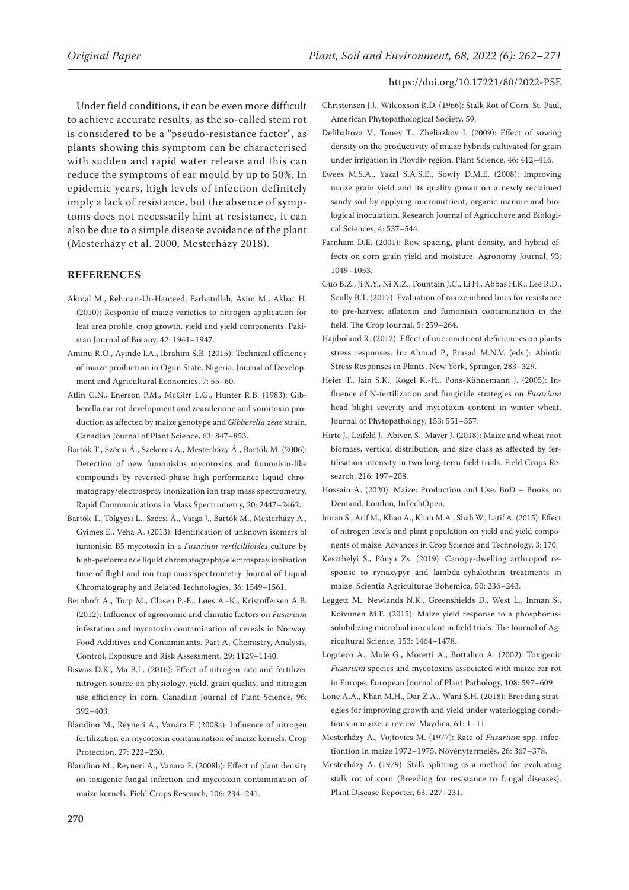Under field conditions, it can be even more difficult to achieve accurate results, as the so-called stem rot is considered to be a "pseudo-resistance factor", as plants showing this symptom can be characterised with sudden and rapid water release and this can reduce the symptoms of ear mould by up to 50%. In epidemic years, high levels of infection definitely imply a lack of resistance, but the absence of symptoms does not necessarily hint at resistance, it can also be due to a simple disease avoidance of the plant (Mesterházy et al. 2000, Mesterházy 2018).

## REFERENCES

Akmal M., Rehman-Ur-Hameed, Farhatullah, Asim M., Akbar H. (2010): Response of maize varieties to nitrogen application for leaf area profile, crop growth, yield and yield components. Pakistan Journal of Botany, 42: 1941–1947.

Aminu R.O., Ayinde I.A., Ibrahim S.B. (2015): Technical efficiency of maize production in Ogun State, Nigeria. Journal of Development and Agricultural Economics, 7: 55–60.

Atlin G.N., Enerson P.M., McGirr L.G., Hunter R.B. (1983): Gibberella ear rot development and zearalenone and vomitoxin production as affected by maize genotype and *Gibberella zeae* strain. Canadian Journal of Plant Science, 63: 847–853.

Bartók T., Szécsi Á., Szekeres A., Mesterházy Á., Bartók M. (2006): Detection of new fumonisins mycotoxins and fumonisin-like compounds by reversed-phase high-performance liquid chromatograpy/electrospray inonization ion trap mass spectrometry. Rapid Communications in Mass Spectrometry, 20: 2447–2462.

Bartók T., Tölgyesi L., Szécsi Á., Varga J., Bartók M., Mesterházy A., Gyimes E., Veha A. (2013): Identification of unknown isomers of fumonisin B5 mycotoxin in a *Fusarium verticillioides* culture by high-performance liquid chromatography/electrospray ionization time-of-flight and ion trap mass spectrometry. Journal of Liquid Chromatography and Related Technologies, 36: 1549–1561.

Bernhoft A., Torp M., Clasen P.-E., Løes A.-K., Kristoffersen A.B. (2012): Influence of agronomic and climatic factors on *Fusarium* infestation and mycotoxin contamination of cereals in Norway. Food Additives and Contaminants. Part A, Chemistry, Analysis, Control, Exposure and Risk Assessment, 29: 1129–1140.

Biswas D.K., Ma B.L. (2016): Effect of nitrogen rate and fertilizer nitrogen source on physiology, yield, grain quality, and nitrogen use efficiency in corn. Canadian Journal of Plant Science, 96: 392–403.

Blandino M., Reyneri A., Vanara F. (2008a): Influence of nitrogen fertilization on mycotoxin contamination of maize kernels. Crop Protection, 27: 222–230.

Blandino M., Reyneri A., Vanara F. (2008b): Effect of plant density on toxigenic fungal infection and mycotoxin contamination of maize kernels. Field Crops Research, 106: 234–241.

Christensen J.J., Wilcoxson R.D. (1966): Stalk Rot of Corn. St. Paul, American Phytopathological Society, 59.

Delibaltova V., Tonev T., Zheliazkov I. (2009): Effect of sowing density on the productivity of maize hybrids cultivated for grain under irrigation in Plovdiv region. Plant Science, 46: 412–416.

Ewees M.S.A., Yazal S.A.S.E., Sowfy D.M.E. (2008): Improving maize grain yield and its quality grown on a newly reclaimed sandy soil by applying micronutrient, organic manure and biological inoculation. Research Journal of Agriculture and Biological Sciences, 4: 537–544.

Farnham D.E. (2001): Row spacing, plant density, and hybrid effects on corn grain yield and moisture. Agronomy Journal, 93: 1049–1053.

Guo B.Z., Ji X.Y., Ni X.Z., Fountain J.C., Li H., Abbas H.K., Lee R.D., Scully B.T. (2017): Evaluation of maize inbred lines for resistance to pre-harvest aflatoxin and fumonisin contamination in the field. The Crop Journal, 5: 259–264.

Hajiboland R. (2012): Effect of micronutrient deficiencies on plants stress responses. In: Ahmad P., Prasad M.N.V. (eds.): Abiotic Stress Responses in Plants. New York, Springer, 283–329.

Heier T., Jain S.K., Kogel K.-H., Pons-Kühnemann J. (2005): Influence of N-fertilization and fungicide strategies on *Fusarium* head blight severity and mycotoxin content in winter wheat. Journal of Phytopathology, 153: 551–557.

Hirte J., Leifeld J., Abiven S., Mayer J. (2018): Maize and wheat root biomass, vertical distribution, and size class as affected by fertilisation intensity in two long-term field trials. Field Crops Research, 216: 197–208.

Hossain A. (2020): Maize: Production and Use. BoD – Books on Demand. London, InTechOpen.

Imran S., Arif M., Khan A., Khan M.A., Shah W., Latif A. (2015): Effect of nitrogen levels and plant population on yield and yield components of maize. Advances in Crop Science and Technology, 3: 170.

Keszthelyi S., Pónya Zs. (2019): Canopy-dwelling arthropod response to rynaxypyr and lambda-cyhalothrin treatments in maize. Scientia Agriculturae Bohemica, 50: 236–243.

Leggett M., Newlands N.K., Greenshields D., West L., Inman S., Koivunen M.E. (2015): Maize yield response to a phosphorus-solubilizing microbial inoculant in field trials. The Journal of Agricultural Science, 153: 1464–1478.

Logrieco A., Mulè G., Moretti A., Bottalico A. (2002): Toxigenic *Fusarium* species and mycotoxins associated with maize ear rot in Europe. European Journal of Plant Pathology, 108: 597–609.

Lone A.A., Khan M.H., Dar Z.A., Wani S.H. (2018): Breeding strategies for improving growth and yield under waterlogging conditions in maize: a review. Maydica, 61: 1–11.

Mesterházy A., Vojtovics M. (1977): Rate of *Fusarium* spp. infectiontion in maize 1972–1975. Növénytermelés, 26: 367–378.

Mesterházy A. (1979): Stalk splitting as a method for evaluating stalk rot of corn (Breeding for resistance to fungal diseases). Plant Disease Reporter, 63: 227–231.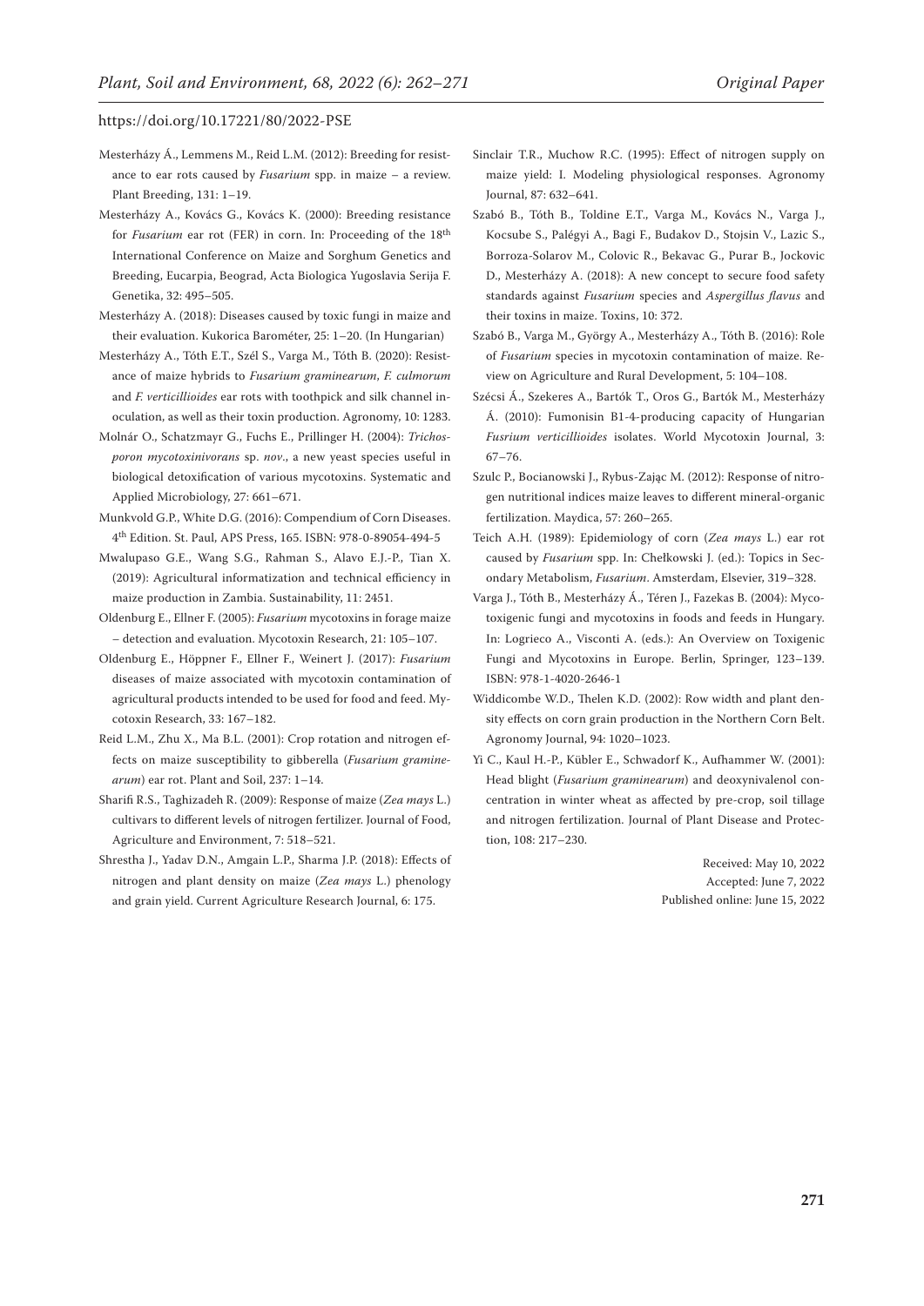Mesterházy Á., Lemmens M., Reid L.M. (2012): Breeding for resistance to ear rots caused by *Fusarium* spp. in maize – a review. Plant Breeding, 131: 1–19.

Mesterházy A., Kovács G., Kovács K. (2000): Breeding resistance for *Fusarium* ear rot (FER) in corn. In: Proceeding of the 18th International Conference on Maize and Sorghum Genetics and Breeding, Eucarpia, Beograd, Acta Biologica Yugoslavia Serija F. Genetika, 32: 495–505.

Mesterházy A. (2018): Diseases caused by toxic fungi in maize and their evaluation. Kukorica Barométer, 25: 1–20. (In Hungarian)

Mesterházy A., Tóth E.T., Szél S., Varga M., Tóth B. (2020): Resistance of maize hybrids to *Fusarium graminearum*, *F. culmorum* and *F. verticillioides* ear rots with toothpick and silk channel inoculation, as well as their toxin production. Agronomy, 10: 1283.

Molnár O., Schatzmayr G., Fuchs E., Prillinger H. (2004): *Trichosporon mycotoxinivorans* sp. *nov*., a new yeast species useful in biological detoxification of various mycotoxins. Systematic and Applied Microbiology, 27: 661–671.

Munkvold G.P., White D.G. (2016): Compendium of Corn Diseases. 4th Edition. St. Paul, APS Press, 165. ISBN: 978-0-89054-494-5

Mwalupaso G.E., Wang S.G., Rahman S., Alavo E.J.-P., Tian X. (2019): Agricultural informatization and technical efficiency in maize production in Zambia. Sustainability, 11: 2451.

Oldenburg E., Ellner F. (2005): *Fusarium* mycotoxins in forage maize – detection and evaluation. Mycotoxin Research, 21: 105–107.

Oldenburg E., Höppner F., Ellner F., Weinert J. (2017): *Fusarium* diseases of maize associated with mycotoxin contamination of agricultural products intended to be used for food and feed. Mycotoxin Research, 33: 167–182.

Reid L.M., Zhu X., Ma B.L. (2001): Crop rotation and nitrogen effects on maize susceptibility to gibberella (*Fusarium graminearum*) ear rot. Plant and Soil, 237: 1–14.

Sharifi R.S., Taghizadeh R. (2009): Response of maize (*Zea mays* L.) cultivars to different levels of nitrogen fertilizer. Journal of Food, Agriculture and Environment, 7: 518–521.

Shrestha J., Yadav D.N., Amgain L.P., Sharma J.P. (2018): Effects of nitrogen and plant density on maize (*Zea mays* L.) phenology and grain yield. Current Agriculture Research Journal, 6: 175.

Sinclair T.R., Muchow R.C. (1995): Effect of nitrogen supply on maize yield: I. Modeling physiological responses. Agronomy Journal, 87: 632–641.

Szabó B., Tóth B., Toldine E.T., Varga M., Kovács N., Varga J., Kocsube S., Palégyi A., Bagi F., Budakov D., Stojsin V., Lazic S., Borroza-Solarov M., Colovic R., Bekavac G., Purar B., Jockovic D., Mesterházy A. (2018): A new concept to secure food safety standards against *Fusarium* species and *Aspergillus flavus* and their toxins in maize. Toxins, 10: 372.

Szabó B., Varga M., György A., Mesterházy A., Tóth B. (2016): Role of *Fusarium* species in mycotoxin contamination of maize. Review on Agriculture and Rural Development, 5: 104–108.

Szécsi Á., Szekeres A., Bartók T., Oros G., Bartók M., Mesterházy Á. (2010): Fumonisin B1-4-producing capacity of Hungarian *Fusrium verticillioides* isolates. World Mycotoxin Journal, 3: 67–76.

Szulc P., Bocianowski J., Rybus-Zając M. (2012): Response of nitrogen nutritional indices maize leaves to different mineral-organic fertilization. Maydica, 57: 260–265.

Teich A.H. (1989): Epidemiology of corn (*Zea mays* L.) ear rot caused by *Fusarium* spp. In: Chełkowski J. (ed.): Topics in Secondary Metabolism, *Fusarium*. Amsterdam, Elsevier, 319–328.

Varga J., Tóth B., Mesterházy Á., Téren J., Fazekas B. (2004): Mycotoxigenic fungi and mycotoxins in foods and feeds in Hungary. In: Logrieco A., Visconti A. (eds.): An Overview on Toxigenic Fungi and Mycotoxins in Europe. Berlin, Springer, 123–139. ISBN: 978-1-4020-2646-1

Widdicombe W.D., Thelen K.D. (2002): Row width and plant density effects on corn grain production in the Northern Corn Belt. Agronomy Journal, 94: 1020–1023.

Yi C., Kaul H.-P., Kübler E., Schwadorf K., Aufhammer W. (2001): Head blight (*Fusarium graminearum*) and deoxynivalenol concentration in winter wheat as affected by pre-crop, soil tillage and nitrogen fertilization. Journal of Plant Disease and Protection, 108: 217–230.

Received: May 10, 2022
Accepted: June 7, 2022
Published online: June 15, 2022